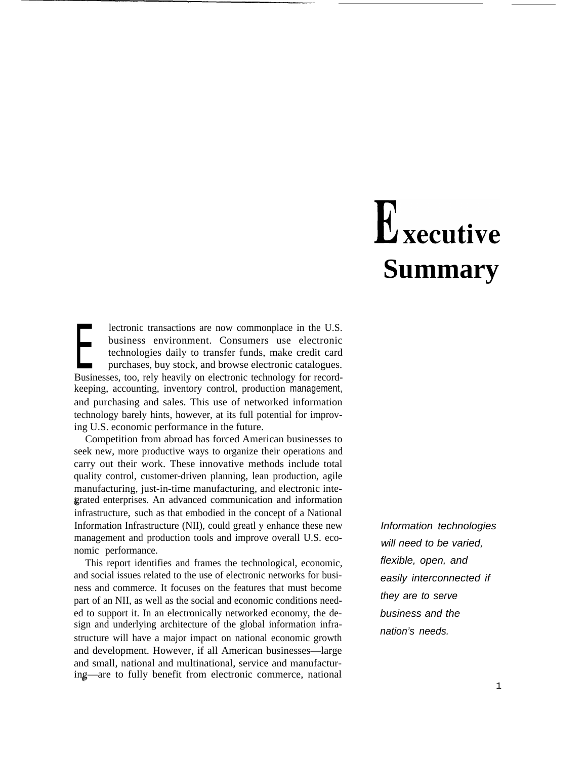# Executive Summary

Electronic transactions are now commonplace in the U.S. business environment. Consumers use electronic technologies daily to transfer funds, make credit card purchases, buy stock, and browse electronic catalogues. Businesses, too, rely heavily on electronic technology for record-keeping, accounting, inventory control, production management, and purchasing and sales. This use of networked information technology barely hints, however, at its full potential for improving U.S. economic performance in the future.

Competition from abroad has forced American businesses to seek new, more productive ways to organize their operations and carry out their work. These innovative methods include total quality control, customer-driven planning, lean production, agile manufacturing, just-in-time manufacturing, and electronic integrated enterprises. An advanced communication and information infrastructure, such as that embodied in the concept of a National Information Infrastructure (NII), could greatly enhance these new management and production tools and improve overall U.S. economic performance.

*Information technologies will need to be varied, flexible, open, and easily interconnected if they are to serve business and the nation's needs.*

This report identifies and frames the technological, economic, and social issues related to the use of electronic networks for business and commerce. It focuses on the features that must become part of an NII, as well as the social and economic conditions needed to support it. In an electronically networked economy, the design and underlying architecture of the global information infrastructure will have a major impact on national economic growth and development. However, if all American businesses—large and small, national and multinational, service and manufacturing—are to fully benefit from electronic commerce, national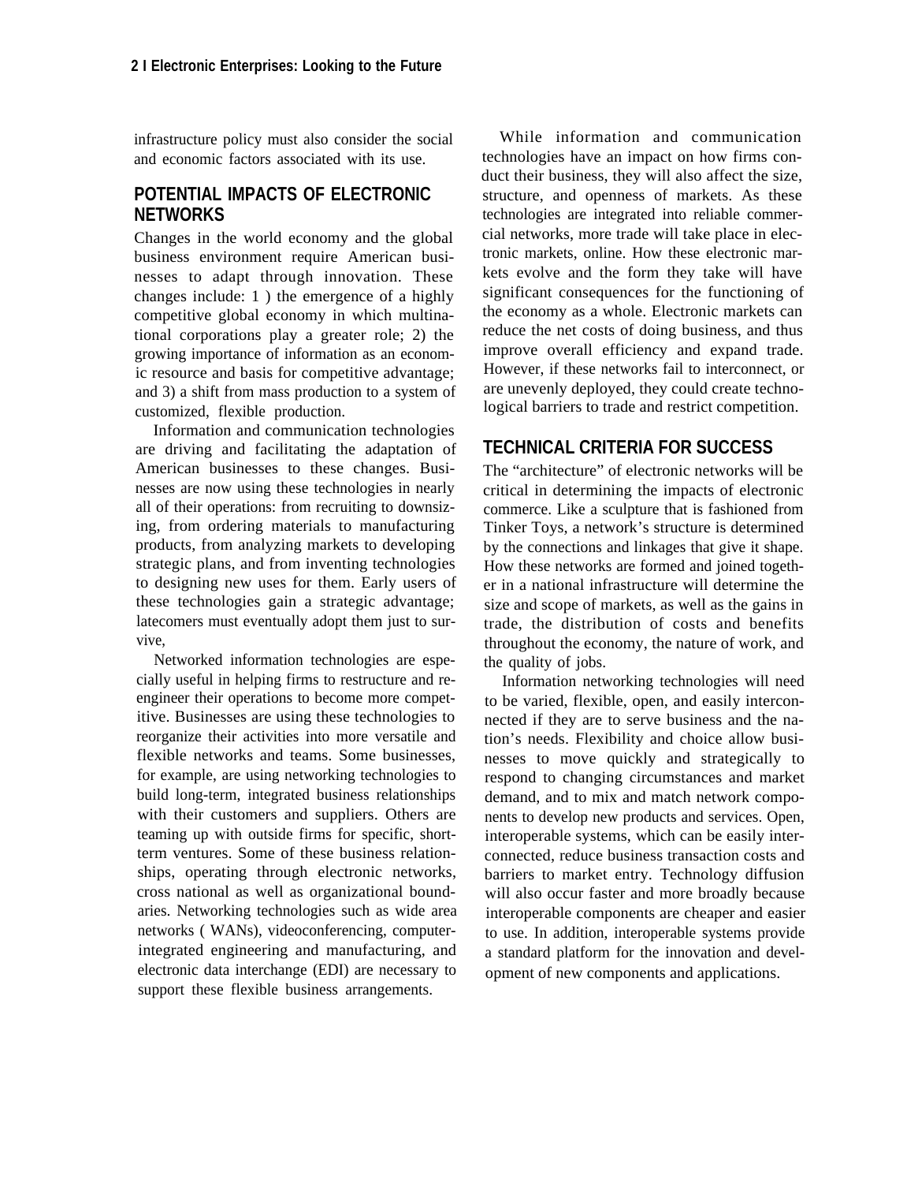infrastructure policy must also consider the social and economic factors associated with its use.

## POTENTIAL IMPACTS OF ELECTRONIC NETWORKS

Changes in the world economy and the global business environment require American businesses to adapt through innovation. These changes include: 1 ) the emergence of a highly competitive global economy in which multinational corporations play a greater role; 2) the growing importance of information as an economic resource and basis for competitive advantage; and 3) a shift from mass production to a system of customized, flexible production.

Information and communication technologies are driving and facilitating the adaptation of American businesses to these changes. Businesses are now using these technologies in nearly all of their operations: from recruiting to downsizing, from ordering materials to manufacturing products, from analyzing markets to developing strategic plans, and from inventing technologies to designing new uses for them. Early users of these technologies gain a strategic advantage; latecomers must eventually adopt them just to survive,

Networked information technologies are especially useful in helping firms to restructure and reengineer their operations to become more competitive. Businesses are using these technologies to reorganize their activities into more versatile and flexible networks and teams. Some businesses, for example, are using networking technologies to build long-term, integrated business relationships with their customers and suppliers. Others are teaming up with outside firms for specific, short-term ventures. Some of these business relationships, operating through electronic networks, cross national as well as organizational boundaries. Networking technologies such as wide area networks ( WANs), videoconferencing, computer-integrated engineering and manufacturing, and electronic data interchange (EDI) are necessary to support these flexible business arrangements.

While information and communication technologies have an impact on how firms conduct their business, they will also affect the size, structure, and openness of markets. As these technologies are integrated into reliable commercial networks, more trade will take place in electronic markets, online. How these electronic markets evolve and the form they take will have significant consequences for the functioning of the economy as a whole. Electronic markets can reduce the net costs of doing business, and thus improve overall efficiency and expand trade. However, if these networks fail to interconnect, or are unevenly deployed, they could create technological barriers to trade and restrict competition.

## TECHNICAL CRITERIA FOR SUCCESS

The "architecture" of electronic networks will be critical in determining the impacts of electronic commerce. Like a sculpture that is fashioned from Tinker Toys, a network's structure is determined by the connections and linkages that give it shape. How these networks are formed and joined together in a national infrastructure will determine the size and scope of markets, as well as the gains in trade, the distribution of costs and benefits throughout the economy, the nature of work, and the quality of jobs.

Information networking technologies will need to be varied, flexible, open, and easily interconnected if they are to serve business and the nation's needs. Flexibility and choice allow businesses to move quickly and strategically to respond to changing circumstances and market demand, and to mix and match network components to develop new products and services. Open, interoperable systems, which can be easily interconnected, reduce business transaction costs and barriers to market entry. Technology diffusion will also occur faster and more broadly because interoperable components are cheaper and easier to use. In addition, interoperable systems provide a standard platform for the innovation and development of new components and applications.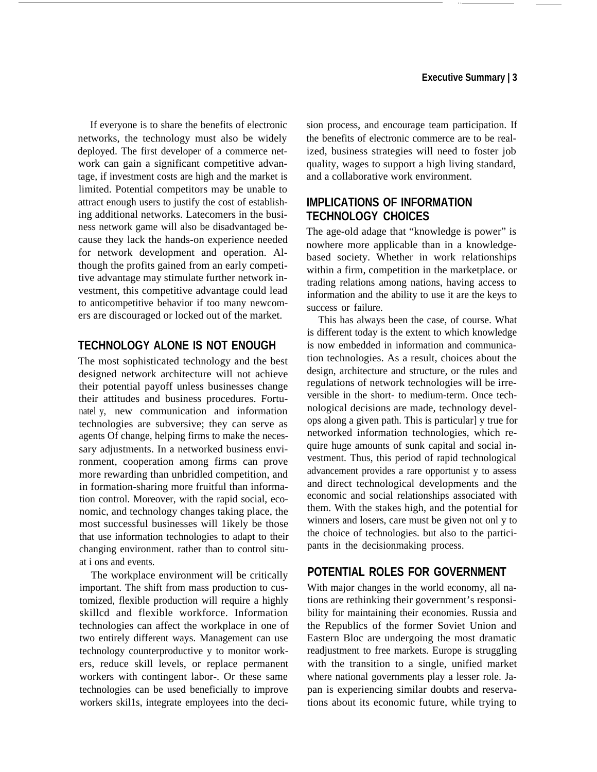If everyone is to share the benefits of electronic networks, the technology must also be widely deployed. The first developer of a commerce network can gain a significant competitive advantage, if investment costs are high and the market is limited. Potential competitors may be unable to attract enough users to justify the cost of establishing additional networks. Latecomers in the business network game will also be disadvantaged because they lack the hands-on experience needed for network development and operation. Although the profits gained from an early competitive advantage may stimulate further network investment, this competitive advantage could lead to anticompetitive behavior if too many newcomers are discouraged or locked out of the market.

## TECHNOLOGY ALONE IS NOT ENOUGH

The most sophisticated technology and the best designed network architecture will not achieve their potential payoff unless businesses change their attitudes and business procedures. Fortunatel y, new communication and information technologies are subversive; they can serve as agents Of change, helping firms to make the necessary adjustments. In a networked business environment, cooperation among firms can prove more rewarding than unbridled competition, and in formation-sharing more fruitful than information control. Moreover, with the rapid social, economic, and technology changes taking place, the most successful businesses will 1ikely be those that use information technologies to adapt to their changing environment. rather than to control situat i ons and events.

The workplace environment will be critically important. The shift from mass production to customized, flexible production will require a highly skillcd and flexible workforce. Information technologies can affect the workplace in one of two entirely different ways. Management can use technology counterproductive y to monitor workers, reduce skill levels, or replace permanent workers with contingent labor-. Or these same technologies can be used beneficially to improve workers skil1s, integrate employees into the decision process, and encourage team participation. If the benefits of electronic commerce are to be realized, business strategies will need to foster job quality, wages to support a high living standard, and a collaborative work environment.

## IMPLICATIONS OF INFORMATION TECHNOLOGY CHOICES

The age-old adage that "knowledge is power" is nowhere more applicable than in a knowledge-based society. Whether in work relationships within a firm, competition in the marketplace. or trading relations among nations, having access to information and the ability to use it are the keys to success or failure.

This has always been the case, of course. What is different today is the extent to which knowledge is now embedded in information and communication technologies. As a result, choices about the design, architecture and structure, or the rules and regulations of network technologies will be irreversible in the short- to medium-term. Once technological decisions are made, technology develops along a given path. This is particular] y true for networked information technologies, which require huge amounts of sunk capital and social investment. Thus, this period of rapid technological advancement provides a rare opportunist y to assess and direct technological developments and the economic and social relationships associated with them. With the stakes high, and the potential for winners and losers, care must be given not onl y to the choice of technologies. but also to the participants in the decisionmaking process.

## POTENTIAL ROLES FOR GOVERNMENT

With major changes in the world economy, all nations are rethinking their government's responsibility for maintaining their economies. Russia and the Republics of the former Soviet Union and Eastern Bloc are undergoing the most dramatic readjustment to free markets. Europe is struggling with the transition to a single, unified market where national governments play a lesser role. Japan is experiencing similar doubts and reservations about its economic future, while trying to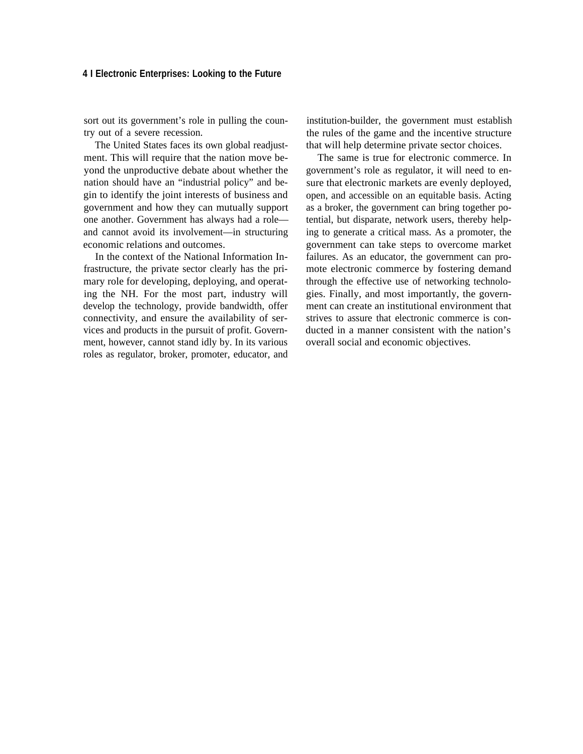sort out its government's role in pulling the country out of a severe recession.

The United States faces its own global readjustment. This will require that the nation move beyond the unproductive debate about whether the nation should have an "industrial policy" and begin to identify the joint interests of business and government and how they can mutually support one another. Government has always had a role—and cannot avoid its involvement—in structuring economic relations and outcomes.

In the context of the National Information Infrastructure, the private sector clearly has the primary role for developing, deploying, and operating the NH. For the most part, industry will develop the technology, provide bandwidth, offer connectivity, and ensure the availability of services and products in the pursuit of profit. Government, however, cannot stand idly by. In its various roles as regulator, broker, promoter, educator, and institution-builder, the government must establish the rules of the game and the incentive structure that will help determine private sector choices.

The same is true for electronic commerce. In government's role as regulator, it will need to ensure that electronic markets are evenly deployed, open, and accessible on an equitable basis. Acting as a broker, the government can bring together potential, but disparate, network users, thereby helping to generate a critical mass. As a promoter, the government can take steps to overcome market failures. As an educator, the government can promote electronic commerce by fostering demand through the effective use of networking technologies. Finally, and most importantly, the government can create an institutional environment that strives to assure that electronic commerce is conducted in a manner consistent with the nation's overall social and economic objectives.